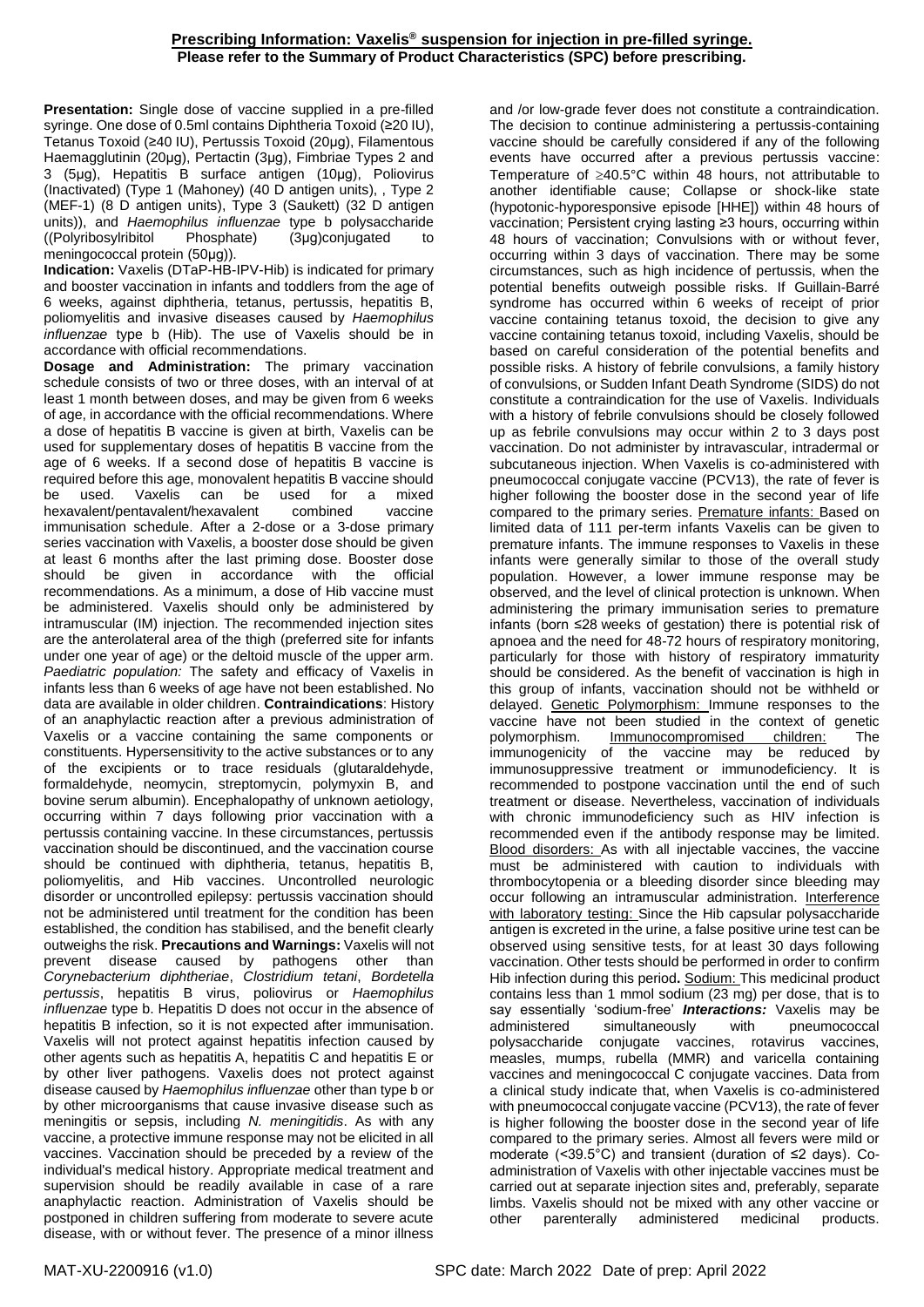**Prescribing Information: Vaxelis® suspension for injection in pre-filled syringe.**
**Please refer to the Summary of Product Characteristics (SPC) before prescribing.**

**Presentation:** Single dose of vaccine supplied in a pre-filled syringe. One dose of 0.5ml contains Diphtheria Toxoid (≥20 IU), Tetanus Toxoid (≥40 IU), Pertussis Toxoid (20µg), Filamentous Haemagglutinin (20µg), Pertactin (3µg), Fimbriae Types 2 and 3 (5µg), Hepatitis B surface antigen (10µg), Poliovirus (Inactivated) (Type 1 (Mahoney) (40 D antigen units), , Type 2 (MEF-1) (8 D antigen units), Type 3 (Saukett) (32 D antigen units)), and *Haemophilus influenzae* type b polysaccharide ((Polyribosylribitol Phosphate) (3µg)conjugated to meningococcal protein (50µg)).

**Indication:** Vaxelis (DTaP-HB-IPV-Hib) is indicated for primary and booster vaccination in infants and toddlers from the age of 6 weeks, against diphtheria, tetanus, pertussis, hepatitis B, poliomyelitis and invasive diseases caused by *Haemophilus influenzae* type b (Hib). The use of Vaxelis should be in accordance with official recommendations.

**Dosage and Administration:** The primary vaccination schedule consists of two or three doses, with an interval of at least 1 month between doses, and may be given from 6 weeks of age, in accordance with the official recommendations. Where a dose of hepatitis B vaccine is given at birth, Vaxelis can be used for supplementary doses of hepatitis B vaccine from the age of 6 weeks. If a second dose of hepatitis B vaccine is required before this age, monovalent hepatitis B vaccine should be used. Vaxelis can be used for a mixed hexavalent/pentavalent/hexavalent combined vaccine immunisation schedule. After a 2-dose or a 3-dose primary series vaccination with Vaxelis, a booster dose should be given at least 6 months after the last priming dose. Booster dose should be given in accordance with the official recommendations. As a minimum, a dose of Hib vaccine must be administered. Vaxelis should only be administered by intramuscular (IM) injection. The recommended injection sites are the anterolateral area of the thigh (preferred site for infants under one year of age) or the deltoid muscle of the upper arm. *Paediatric population:* The safety and efficacy of Vaxelis in infants less than 6 weeks of age have not been established. No data are available in older children. **Contraindications**: History of an anaphylactic reaction after a previous administration of Vaxelis or a vaccine containing the same components or constituents. Hypersensitivity to the active substances or to any of the excipients or to trace residuals (glutaraldehyde, formaldehyde, neomycin, streptomycin, polymyxin B, and bovine serum albumin). Encephalopathy of unknown aetiology, occurring within 7 days following prior vaccination with a pertussis containing vaccine. In these circumstances, pertussis vaccination should be discontinued, and the vaccination course should be continued with diphtheria, tetanus, hepatitis B, poliomyelitis, and Hib vaccines. Uncontrolled neurologic disorder or uncontrolled epilepsy: pertussis vaccination should not be administered until treatment for the condition has been established, the condition has stabilised, and the benefit clearly outweighs the risk. **Precautions and Warnings:** Vaxelis will not prevent disease caused by pathogens other than *Corynebacterium diphtheriae*, *Clostridium tetani*, *Bordetella pertussis*, hepatitis B virus, poliovirus or *Haemophilus influenzae* type b. Hepatitis D does not occur in the absence of hepatitis B infection, so it is not expected after immunisation. Vaxelis will not protect against hepatitis infection caused by other agents such as hepatitis A, hepatitis C and hepatitis E or by other liver pathogens. Vaxelis does not protect against disease caused by *Haemophilus influenzae* other than type b or by other microorganisms that cause invasive disease such as meningitis or sepsis, including *N. meningitidis*. As with any vaccine, a protective immune response may not be elicited in all vaccines. Vaccination should be preceded by a review of the individual's medical history. Appropriate medical treatment and supervision should be readily available in case of a rare anaphylactic reaction. Administration of Vaxelis should be postponed in children suffering from moderate to severe acute disease, with or without fever. The presence of a minor illness and /or low-grade fever does not constitute a contraindication. The decision to continue administering a pertussis-containing vaccine should be carefully considered if any of the following events have occurred after a previous pertussis vaccine: Temperature of ≥40.5°C within 48 hours, not attributable to another identifiable cause; Collapse or shock-like state (hypotonic-hyporesponsive episode [HHE]) within 48 hours of vaccination; Persistent crying lasting ≥3 hours, occurring within 48 hours of vaccination; Convulsions with or without fever, occurring within 3 days of vaccination. There may be some circumstances, such as high incidence of pertussis, when the potential benefits outweigh possible risks. If Guillain-Barré syndrome has occurred within 6 weeks of receipt of prior vaccine containing tetanus toxoid, the decision to give any vaccine containing tetanus toxoid, including Vaxelis, should be based on careful consideration of the potential benefits and possible risks. A history of febrile convulsions, a family history of convulsions, or Sudden Infant Death Syndrome (SIDS) do not constitute a contraindication for the use of Vaxelis. Individuals with a history of febrile convulsions should be closely followed up as febrile convulsions may occur within 2 to 3 days post vaccination. Do not administer by intravascular, intradermal or subcutaneous injection. When Vaxelis is co-administered with pneumococcal conjugate vaccine (PCV13), the rate of fever is higher following the booster dose in the second year of life compared to the primary series. Premature infants: Based on limited data of 111 per-term infants Vaxelis can be given to premature infants. The immune responses to Vaxelis in these infants were generally similar to those of the overall study population. However, a lower immune response may be observed, and the level of clinical protection is unknown. When administering the primary immunisation series to premature infants (born ≤28 weeks of gestation) there is potential risk of apnoea and the need for 48-72 hours of respiratory monitoring, particularly for those with history of respiratory immaturity should be considered. As the benefit of vaccination is high in this group of infants, vaccination should not be withheld or delayed. Genetic Polymorphism: Immune responses to the vaccine have not been studied in the context of genetic polymorphism. Immunocompromised children: The immunogenicity of the vaccine may be reduced by immunosuppressive treatment or immunodeficiency. It is recommended to postpone vaccination until the end of such treatment or disease. Nevertheless, vaccination of individuals with chronic immunodeficiency such as HIV infection is recommended even if the antibody response may be limited. Blood disorders: As with all injectable vaccines, the vaccine must be administered with caution to individuals with thrombocytopenia or a bleeding disorder since bleeding may occur following an intramuscular administration. Interference with laboratory testing: Since the Hib capsular polysaccharide antigen is excreted in the urine, a false positive urine test can be observed using sensitive tests, for at least 30 days following vaccination. Other tests should be performed in order to confirm Hib infection during this period**.** Sodium: This medicinal product contains less than 1 mmol sodium (23 mg) per dose, that is to say essentially 'sodium-free' ***Interactions:*** Vaxelis may be administered simultaneously with pneumococcal polysaccharide conjugate vaccines, rotavirus vaccines, measles, mumps, rubella (MMR) and varicella containing vaccines and meningococcal C conjugate vaccines. Data from a clinical study indicate that, when Vaxelis is co-administered with pneumococcal conjugate vaccine (PCV13), the rate of fever is higher following the booster dose in the second year of life compared to the primary series. Almost all fevers were mild or moderate (<39.5°C) and transient (duration of ≤2 days). Co-administration of Vaxelis with other injectable vaccines must be carried out at separate injection sites and, preferably, separate limbs. Vaxelis should not be mixed with any other vaccine or other parenterally administered medicinal products.

MAT-XU-2200916 (v1.0) SPC date: March 2022 Date of prep: April 2022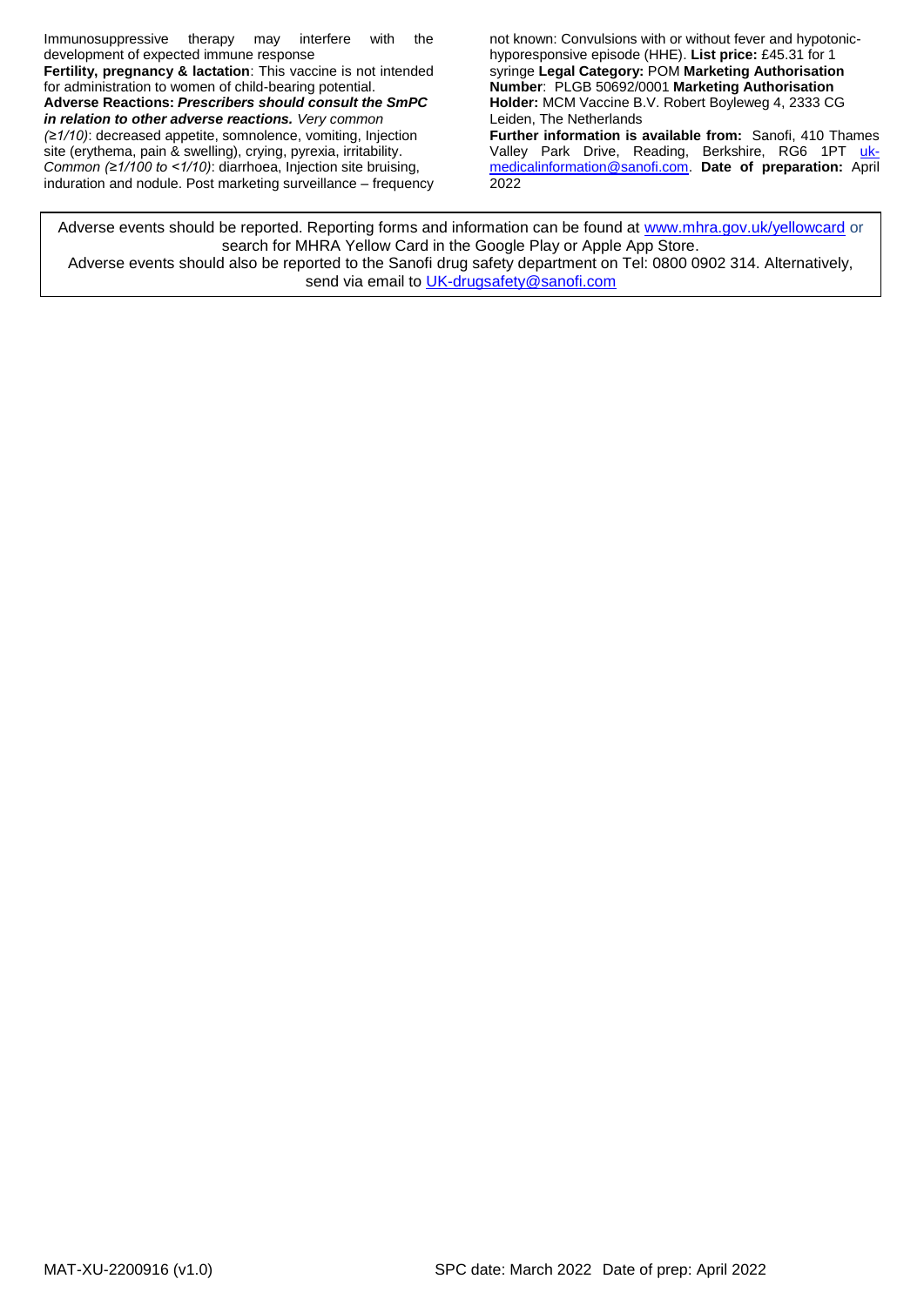Immunosuppressive therapy may interfere with the development of expected immune response

**Fertility, pregnancy & lactation**: This vaccine is not intended for administration to women of child-bearing potential.

**Adverse Reactions:** ***Prescribers should consult the SmPC in relation to other adverse reactions.*** *Very common (≥1/10)*: decreased appetite, somnolence, vomiting, Injection site (erythema, pain & swelling), crying, pyrexia, irritability. *Common (≥1/100 to <1/10)*: diarrhoea, Injection site bruising, induration and nodule. Post marketing surveillance – frequency not known: Convulsions with or without fever and hypotonic-hyporesponsive episode (HHE). **List price:** £45.31 for 1 syringe **Legal Category:** POM **Marketing Authorisation Number**: PLGB 50692/0001 **Marketing Authorisation Holder:** MCM Vaccine B.V. Robert Boyleweg 4, 2333 CG Leiden, The Netherlands

**Further information is available from:** Sanofi, 410 Thames Valley Park Drive, Reading, Berkshire, RG6 1PT uk-medicalinformation@sanofi.com. **Date of preparation:** April 2022

Adverse events should be reported. Reporting forms and information can be found at www.mhra.gov.uk/yellowcard or search for MHRA Yellow Card in the Google Play or Apple App Store.
Adverse events should also be reported to the Sanofi drug safety department on Tel: 0800 0902 314. Alternatively, send via email to UK-drugsafety@sanofi.com

MAT-XU-2200916 (v1.0) SPC date: March 2022 Date of prep: April 2022